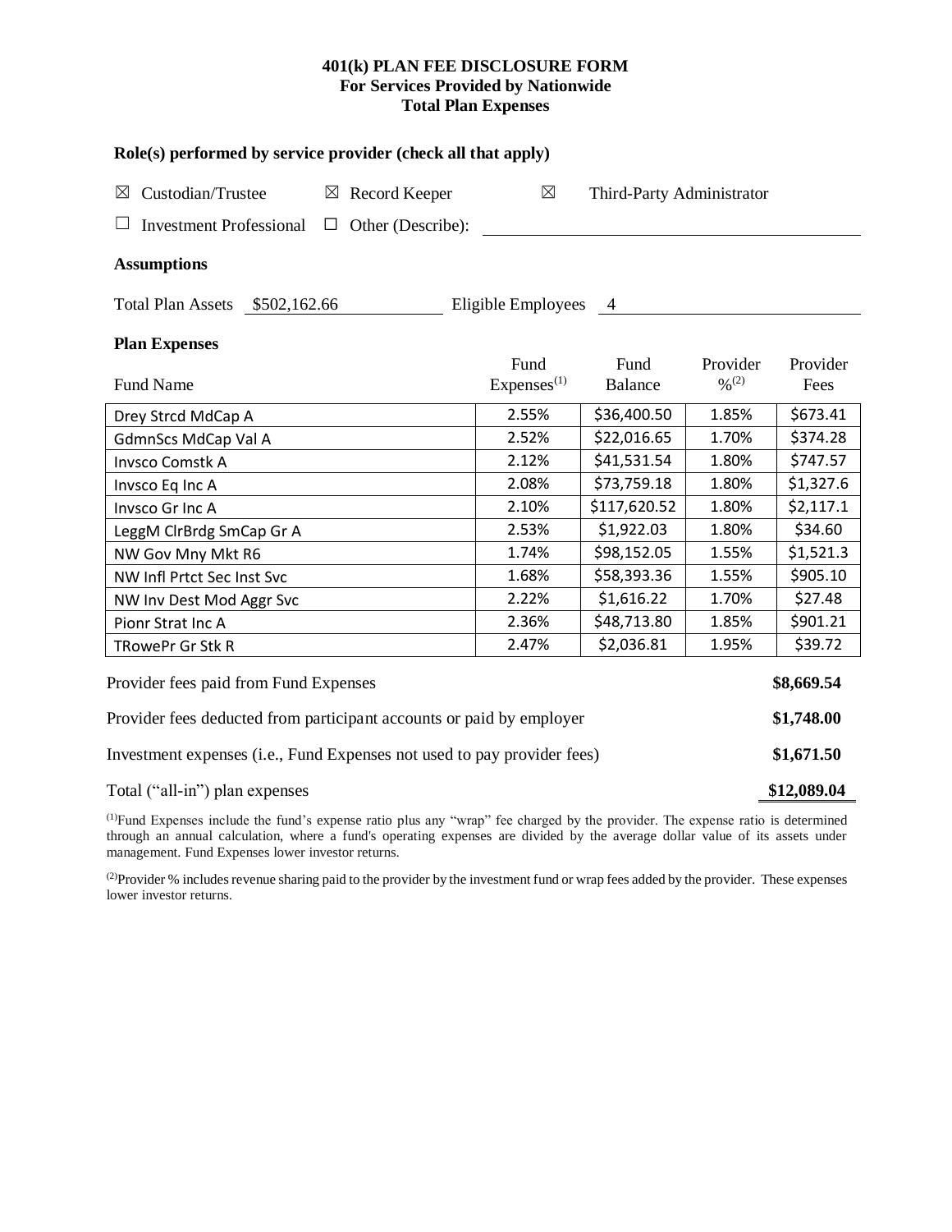# 401(k) PLAN FEE DISCLOSURE FORM
## For Services Provided by Nationwide
## Total Plan Expenses

### Role(s) performed by service provider (check all that apply)

☒ Custodian/Trustee ☒ Record Keeper ☒ Third-Party Administrator

☐ Investment Professional ☐ Other (Describe): ______

### Assumptions

Total Plan Assets $502,162.66 Eligible Employees 4

### Plan Expenses

| Fund Name | Fund Expenses[(1)] | Fund Balance | Provider %[(2)] | Provider Fees |
|---|---|---|---|---|
| Drey Strcd MdCap A | 2.55% | $36,400.50 | 1.85% | $673.41 |
| GdmnScs MdCap Val A | 2.52% | $22,016.65 | 1.70% | $374.28 |
| Invsco Comstk A | 2.12% | $41,531.54 | 1.80% | $747.57 |
| Invsco Eq Inc A | 2.08% | $73,759.18 | 1.80% | $1,327.6 |
| Invsco Gr Inc A | 2.10% | $117,620.52 | 1.80% | $2,117.1 |
| LeggM ClrBrdg SmCap Gr A | 2.53% | $1,922.03 | 1.80% | $34.60 |
| NW Gov Mny Mkt R6 | 1.74% | $98,152.05 | 1.55% | $1,521.3 |
| NW Infl Prtct Sec Inst Svc | 1.68% | $58,393.36 | 1.55% | $905.10 |
| NW Inv Dest Mod Aggr Svc | 2.22% | $1,616.22 | 1.70% | $27.48 |
| Pionr Strat Inc A | 2.36% | $48,713.80 | 1.85% | $901.21 |
| TRowePr Gr Stk R | 2.47% | $2,036.81 | 1.95% | $39.72 |

| | |
|---|---|
| Provider fees paid from Fund Expenses | **$8,669.54** |
| Provider fees deducted from participant accounts or paid by employer | **$1,748.00** |
| Investment expenses (i.e., Fund Expenses not used to pay provider fees) | **$1,671.50** |
| Total ("all-in") plan expenses | **$12,089.04** |

[(1)]Fund Expenses include the fund's expense ratio plus any "wrap" fee charged by the provider. The expense ratio is determined through an annual calculation, where a fund's operating expenses are divided by the average dollar value of its assets under management. Fund Expenses lower investor returns.

[(2)]Provider % includes revenue sharing paid to the provider by the investment fund or wrap fees added by the provider. These expenses lower investor returns.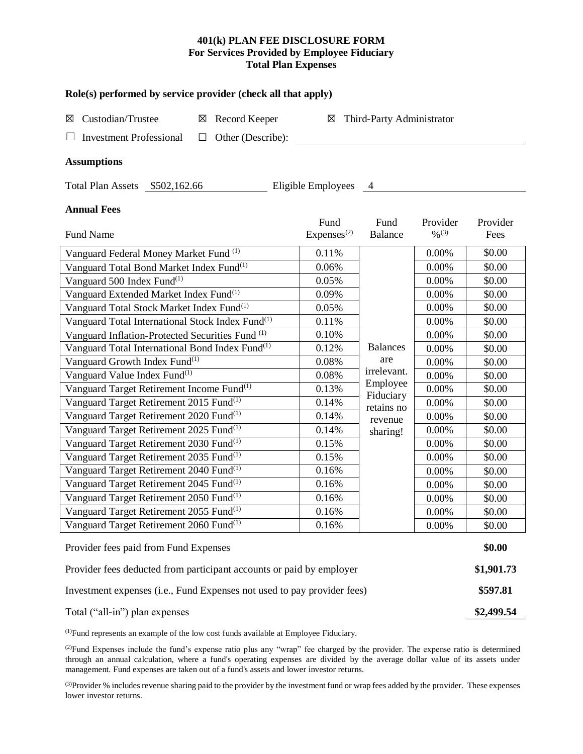**401(k) PLAN FEE DISCLOSURE FORM**
**For Services Provided by Employee Fiduciary**
**Total Plan Expenses**

### Role(s) performed by service provider (check all that apply)

☒ Custodian/Trustee ☒ Record Keeper ☒ Third-Party Administrator

☐ Investment Professional ☐ Other (Describe): ____________________

### Assumptions

Total Plan Assets \$502,162.66 Eligible Employees 4

### Annual Fees

| Fund Name | Fund Expenses[2] | Fund Balance | Provider %[3] | Provider Fees |
|---|---|---|---|---|
| Vanguard Federal Money Market Fund [1] | 0.11% | Balances are irrelevant. Employee Fiduciary retains no revenue sharing! | 0.00% | \$0.00 |
| Vanguard Total Bond Market Index Fund[1] | 0.06% | | 0.00% | \$0.00 |
| Vanguard 500 Index Fund[1] | 0.05% | | 0.00% | \$0.00 |
| Vanguard Extended Market Index Fund[1] | 0.09% | | 0.00% | \$0.00 |
| Vanguard Total Stock Market Index Fund[1] | 0.05% | | 0.00% | \$0.00 |
| Vanguard Total International Stock Index Fund[1] | 0.11% | | 0.00% | \$0.00 |
| Vanguard Inflation-Protected Securities Fund [1] | 0.10% | | 0.00% | \$0.00 |
| Vanguard Total International Bond Index Fund[1] | 0.12% | | 0.00% | \$0.00 |
| Vanguard Growth Index Fund[1] | 0.08% | | 0.00% | \$0.00 |
| Vanguard Value Index Fund[1] | 0.08% | | 0.00% | \$0.00 |
| Vanguard Target Retirement Income Fund[1] | 0.13% | | 0.00% | \$0.00 |
| Vanguard Target Retirement 2015 Fund[1] | 0.14% | | 0.00% | \$0.00 |
| Vanguard Target Retirement 2020 Fund[1] | 0.14% | | 0.00% | \$0.00 |
| Vanguard Target Retirement 2025 Fund[1] | 0.14% | | 0.00% | \$0.00 |
| Vanguard Target Retirement 2030 Fund[1] | 0.15% | | 0.00% | \$0.00 |
| Vanguard Target Retirement 2035 Fund[1] | 0.15% | | 0.00% | \$0.00 |
| Vanguard Target Retirement 2040 Fund[1] | 0.16% | | 0.00% | \$0.00 |
| Vanguard Target Retirement 2045 Fund[1] | 0.16% | | 0.00% | \$0.00 |
| Vanguard Target Retirement 2050 Fund[1] | 0.16% | | 0.00% | \$0.00 |
| Vanguard Target Retirement 2055 Fund[1] | 0.16% | | 0.00% | \$0.00 |
| Vanguard Target Retirement 2060 Fund[1] | 0.16% | | 0.00% | \$0.00 |

| | |
|---|---|
| Provider fees paid from Fund Expenses | **\$0.00** |
| Provider fees deducted from participant accounts or paid by employer | **\$1,901.73** |
| Investment expenses (i.e., Fund Expenses not used to pay provider fees) | **\$597.81** |
| Total ("all-in") plan expenses | **\$2,499.54** |

[1]Fund represents an example of the low cost funds available at Employee Fiduciary.

[2]Fund Expenses include the fund's expense ratio plus any "wrap" fee charged by the provider. The expense ratio is determined through an annual calculation, where a fund's operating expenses are divided by the average dollar value of its assets under management. Fund expenses are taken out of a fund's assets and lower investor returns.

[3]Provider % includes revenue sharing paid to the provider by the investment fund or wrap fees added by the provider. These expenses lower investor returns.